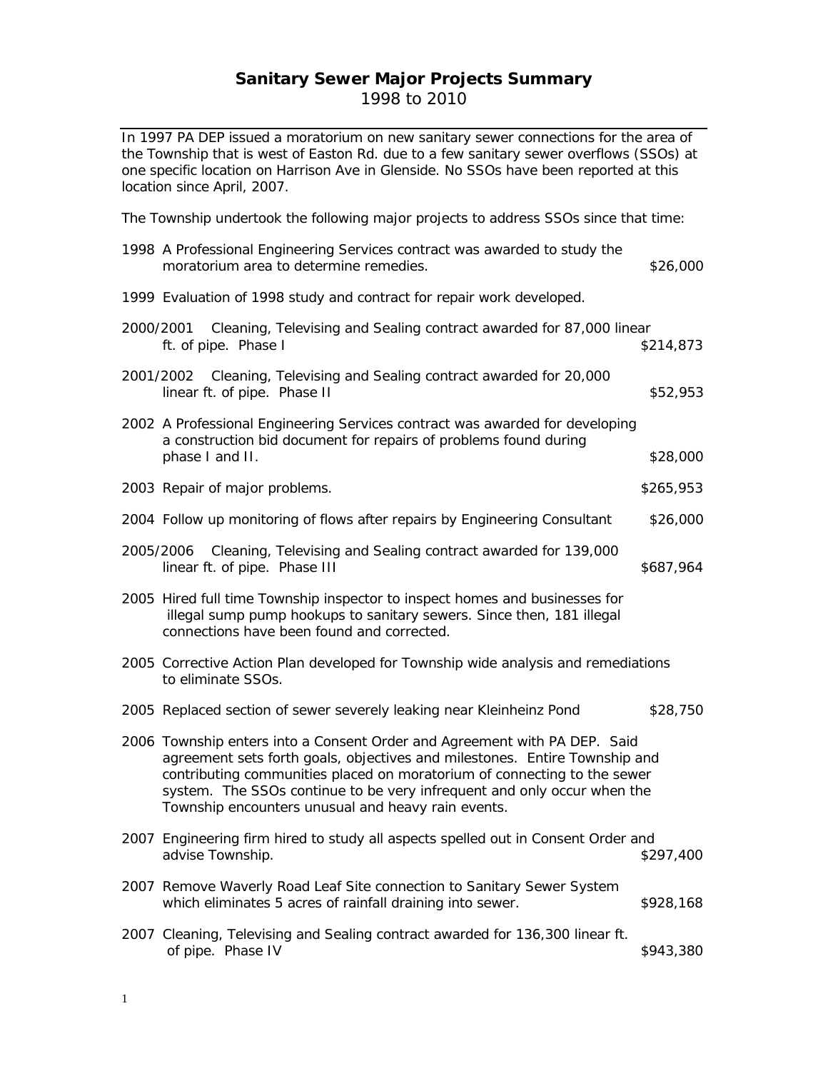# Sanitary Sewer Major Projects Summary

1998 to 2010

In 1997 PA DEP issued a moratorium on new sanitary sewer connections for the area of the Township that is west of Easton Rd. due to a few sanitary sewer overflows (SSOs) at one specific location on Harrison Ave in Glenside. No SSOs have been reported at this location since April, 2007.

The Township undertook the following major projects to address SSOs since that time:

| | | |
|---|---|---|
| 1998 | A Professional Engineering Services contract was awarded to study the moratorium area to determine remedies. | $26,000 |
| 1999 | Evaluation of 1998 study and contract for repair work developed. | |
| 2000/2001 | Cleaning, Televising and Sealing contract awarded for 87,000 linear ft. of pipe. Phase I | $214,873 |
| 2001/2002 | Cleaning, Televising and Sealing contract awarded for 20,000 linear ft. of pipe. Phase II | $52,953 |
| 2002 | A Professional Engineering Services contract was awarded for developing a construction bid document for repairs of problems found during phase I and II. | $28,000 |
| 2003 | Repair of major problems. | $265,953 |
| 2004 | Follow up monitoring of flows after repairs by Engineering Consultant | $26,000 |
| 2005/2006 | Cleaning, Televising and Sealing contract awarded for 139,000 linear ft. of pipe. Phase III | $687,964 |
| 2005 | Hired full time Township inspector to inspect homes and businesses for illegal sump pump hookups to sanitary sewers. Since then, 181 illegal connections have been found and corrected. | |
| 2005 | Corrective Action Plan developed for Township wide analysis and remediations to eliminate SSOs. | |
| 2005 | Replaced section of sewer severely leaking near Kleinheinz Pond | $28,750 |
| 2006 | Township enters into a Consent Order and Agreement with PA DEP. Said agreement sets forth goals, objectives and milestones. Entire Township and contributing communities placed on moratorium of connecting to the sewer system. The SSOs continue to be very infrequent and only occur when the Township encounters unusual and heavy rain events. | |
| 2007 | Engineering firm hired to study all aspects spelled out in Consent Order and advise Township. | $297,400 |
| 2007 | Remove Waverly Road Leaf Site connection to Sanitary Sewer System which eliminates 5 acres of rainfall draining into sewer. | $928,168 |
| 2007 | Cleaning, Televising and Sealing contract awarded for 136,300 linear ft. of pipe. Phase IV | $943,380 |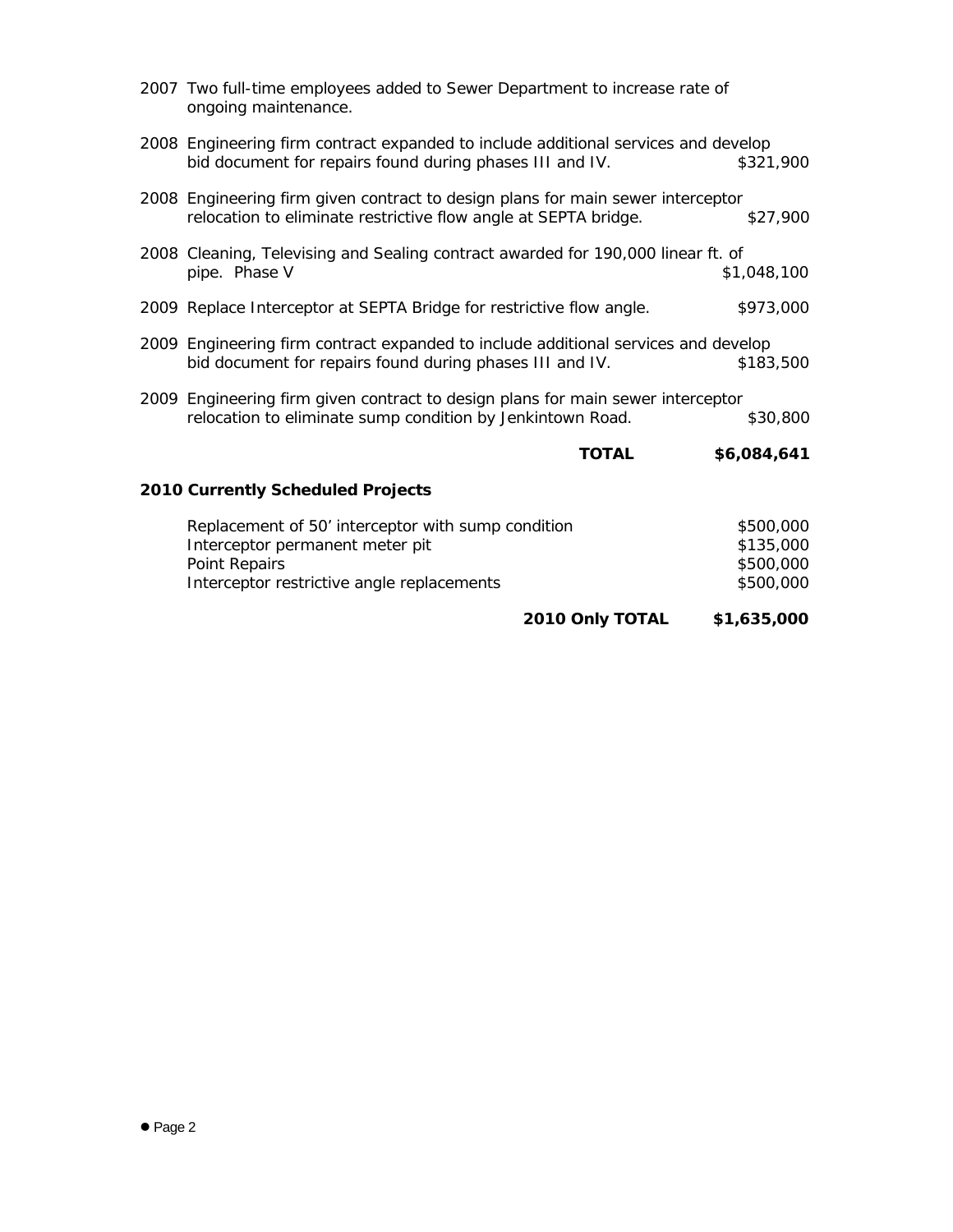| | | |
|---|---|---|
| 2007 | Two full-time employees added to Sewer Department to increase rate of ongoing maintenance. | |
| 2008 | Engineering firm contract expanded to include additional services and develop bid document for repairs found during phases III and IV. | $321,900 |
| 2008 | Engineering firm given contract to design plans for main sewer interceptor relocation to eliminate restrictive flow angle at SEPTA bridge. | $27,900 |
| 2008 | Cleaning, Televising and Sealing contract awarded for 190,000 linear ft. of pipe. Phase V | $1,048,100 |
| 2009 | Replace Interceptor at SEPTA Bridge for restrictive flow angle. | $973,000 |
| 2009 | Engineering firm contract expanded to include additional services and develop bid document for repairs found during phases III and IV. | $183,500 |
| 2009 | Engineering firm given contract to design plans for main sewer interceptor relocation to eliminate sump condition by Jenkintown Road. | $30,800 |
| | **TOTAL** | **$6,084,641** |

## 2010 Currently Scheduled Projects

| | |
|---|---|
| Replacement of 50' interceptor with sump condition | $500,000 |
| Interceptor permanent meter pit | $135,000 |
| Point Repairs | $500,000 |
| Interceptor restrictive angle replacements | $500,000 |
| **2010 Only TOTAL** | **$1,635,000** |